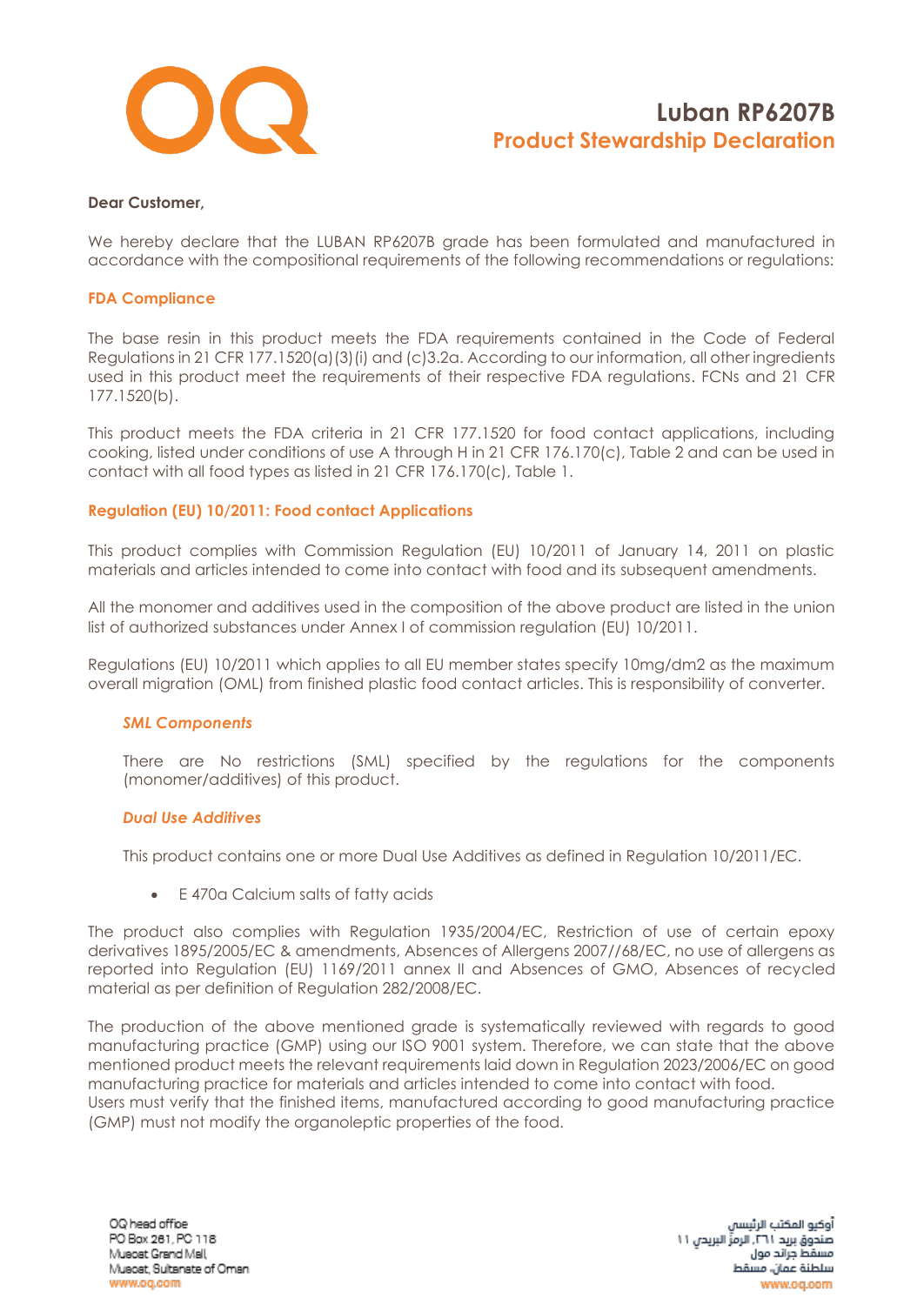# Luban RP6207B
## Product Stewardship Declaration

**Dear Customer,**

We hereby declare that the LUBAN RP6207B grade has been formulated and manufactured in accordance with the compositional requirements of the following recommendations or regulations:

### FDA Compliance

The base resin in this product meets the FDA requirements contained in the Code of Federal Regulations in 21 CFR 177.1520(a)(3)(i) and (c)3.2a. According to our information, all other ingredients used in this product meet the requirements of their respective FDA regulations. FCNs and 21 CFR 177.1520(b).

This product meets the FDA criteria in 21 CFR 177.1520 for food contact applications, including cooking, listed under conditions of use A through H in 21 CFR 176.170(c), Table 2 and can be used in contact with all food types as listed in 21 CFR 176.170(c), Table 1.

### Regulation (EU) 10/2011: Food contact Applications

This product complies with Commission Regulation (EU) 10/2011 of January 14, 2011 on plastic materials and articles intended to come into contact with food and its subsequent amendments.

All the monomer and additives used in the composition of the above product are listed in the union list of authorized substances under Annex I of commission regulation (EU) 10/2011.

Regulations (EU) 10/2011 which applies to all EU member states specify 10mg/dm2 as the maximum overall migration (OML) from finished plastic food contact articles. This is responsibility of converter.

#### *SML Components*

There are No restrictions (SML) specified by the regulations for the components (monomer/additives) of this product.

#### *Dual Use Additives*

This product contains one or more Dual Use Additives as defined in Regulation 10/2011/EC.

- E 470a Calcium salts of fatty acids

The product also complies with Regulation 1935/2004/EC, Restriction of use of certain epoxy derivatives 1895/2005/EC & amendments, Absences of Allergens 2007//68/EC, no use of allergens as reported into Regulation (EU) 1169/2011 annex II and Absences of GMO, Absences of recycled material as per definition of Regulation 282/2008/EC.

The production of the above mentioned grade is systematically reviewed with regards to good manufacturing practice (GMP) using our ISO 9001 system. Therefore, we can state that the above mentioned product meets the relevant requirements laid down in Regulation 2023/2006/EC on good manufacturing practice for materials and articles intended to come into contact with food.
Users must verify that the finished items, manufactured according to good manufacturing practice (GMP) must not modify the organoleptic properties of the food.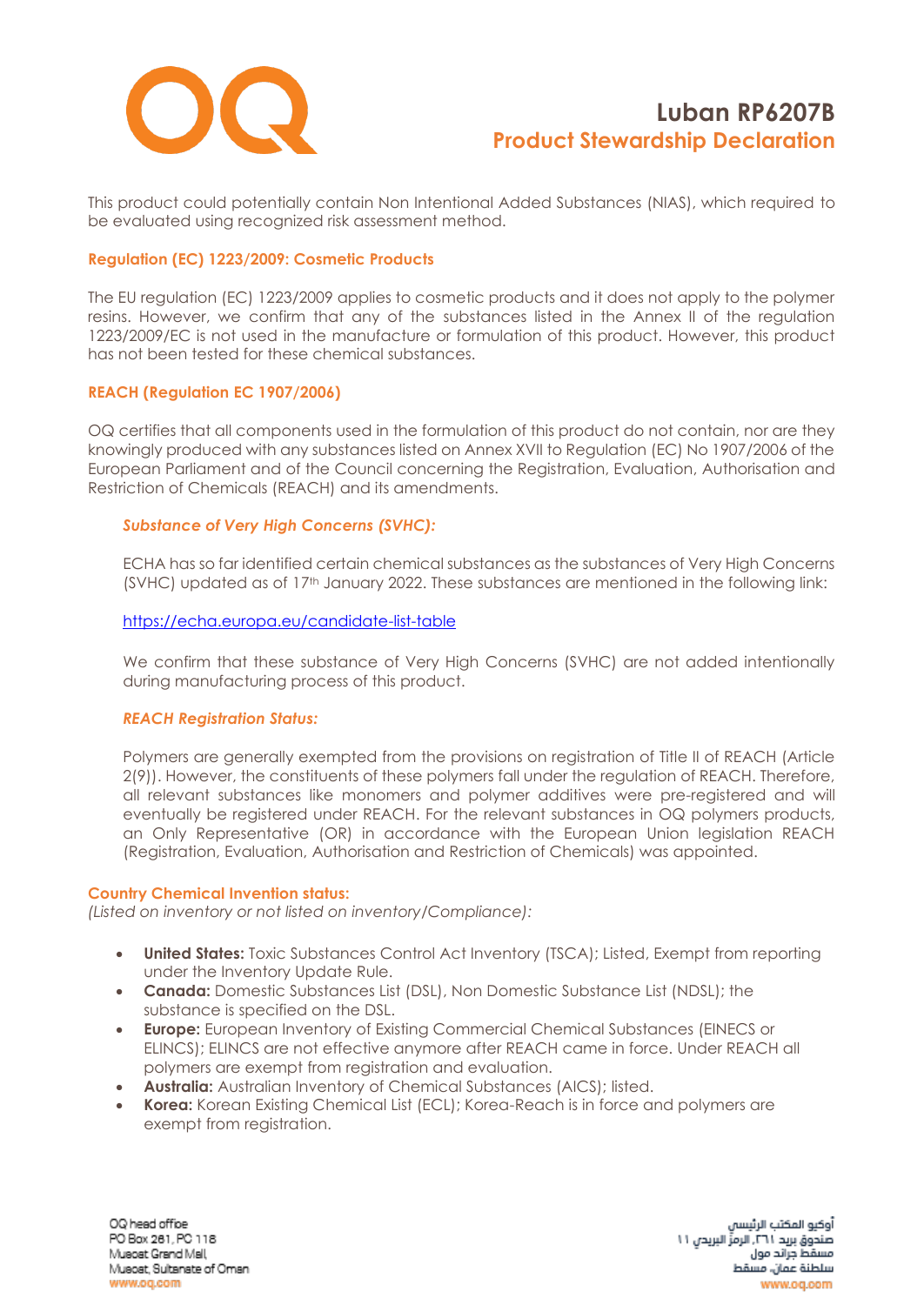# Luban RP6207B

## Product Stewardship Declaration

This product could potentially contain Non Intentional Added Substances (NIAS), which required to be evaluated using recognized risk assessment method.

### Regulation (EC) 1223/2009: Cosmetic Products

The EU regulation (EC) 1223/2009 applies to cosmetic products and it does not apply to the polymer resins. However, we confirm that any of the substances listed in the Annex II of the regulation 1223/2009/EC is not used in the manufacture or formulation of this product. However, this product has not been tested for these chemical substances.

### REACH (Regulation EC 1907/2006)

OQ certifies that all components used in the formulation of this product do not contain, nor are they knowingly produced with any substances listed on Annex XVII to Regulation (EC) No 1907/2006 of the European Parliament and of the Council concerning the Registration, Evaluation, Authorisation and Restriction of Chemicals (REACH) and its amendments.

#### *Substance of Very High Concerns (SVHC):*

ECHA has so far identified certain chemical substances as the substances of Very High Concerns (SVHC) updated as of 17th January 2022. These substances are mentioned in the following link:

https://echa.europa.eu/candidate-list-table

We confirm that these substance of Very High Concerns (SVHC) are not added intentionally during manufacturing process of this product.

#### *REACH Registration Status:*

Polymers are generally exempted from the provisions on registration of Title II of REACH (Article 2(9)). However, the constituents of these polymers fall under the regulation of REACH. Therefore, all relevant substances like monomers and polymer additives were pre-registered and will eventually be registered under REACH. For the relevant substances in OQ polymers products, an Only Representative (OR) in accordance with the European Union legislation REACH (Registration, Evaluation, Authorisation and Restriction of Chemicals) was appointed.

### Country Chemical Invention status:

*(Listed on inventory or not listed on inventory/Compliance):*

- **United States:** Toxic Substances Control Act Inventory (TSCA); Listed, Exempt from reporting under the Inventory Update Rule.
- **Canada:** Domestic Substances List (DSL), Non Domestic Substance List (NDSL); the substance is specified on the DSL.
- **Europe:** European Inventory of Existing Commercial Chemical Substances (EINECS or ELINCS); ELINCS are not effective anymore after REACH came in force. Under REACH all polymers are exempt from registration and evaluation.
- **Australia:** Australian Inventory of Chemical Substances (AICS); listed.
- **Korea:** Korean Existing Chemical List (ECL); Korea-Reach is in force and polymers are exempt from registration.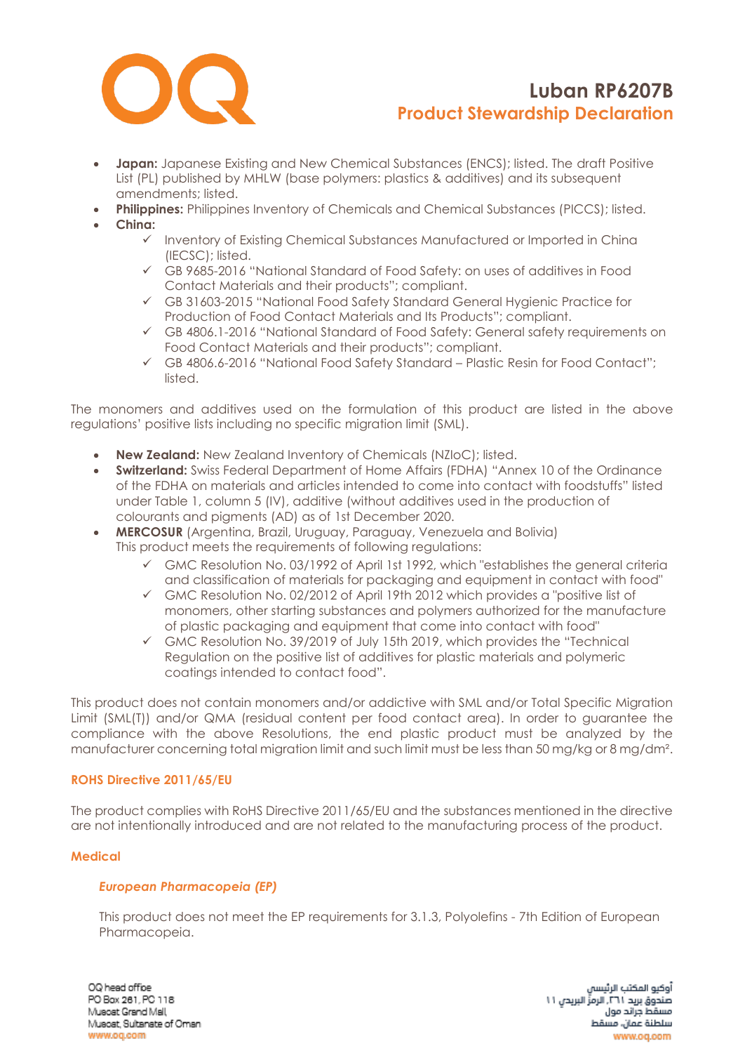- **Japan:** Japanese Existing and New Chemical Substances (ENCS); listed. The draft Positive List (PL) published by MHLW (base polymers: plastics & additives) and its subsequent amendments; listed.
- **Philippines:** Philippines Inventory of Chemicals and Chemical Substances (PICCS); listed.
- **China:**
  - ✓ Inventory of Existing Chemical Substances Manufactured or Imported in China (IECSC); listed.
  - ✓ GB 9685-2016 "National Standard of Food Safety: on uses of additives in Food Contact Materials and their products"; compliant.
  - ✓ GB 31603-2015 "National Food Safety Standard General Hygienic Practice for Production of Food Contact Materials and Its Products"; compliant.
  - ✓ GB 4806.1-2016 "National Standard of Food Safety: General safety requirements on Food Contact Materials and their products"; compliant.
  - ✓ GB 4806.6-2016 "National Food Safety Standard – Plastic Resin for Food Contact"; listed.

The monomers and additives used on the formulation of this product are listed in the above regulations' positive lists including no specific migration limit (SML).

- **New Zealand:** New Zealand Inventory of Chemicals (NZIoC); listed.
- **Switzerland:** Swiss Federal Department of Home Affairs (FDHA) "Annex 10 of the Ordinance of the FDHA on materials and articles intended to come into contact with foodstuffs" listed under Table 1, column 5 (IV), additive (without additives used in the production of colourants and pigments (AD) as of 1st December 2020.
- **MERCOSUR** (Argentina, Brazil, Uruguay, Paraguay, Venezuela and Bolivia)
  This product meets the requirements of following regulations:
  - ✓ GMC Resolution No. 03/1992 of April 1st 1992, which "establishes the general criteria and classification of materials for packaging and equipment in contact with food"
  - ✓ GMC Resolution No. 02/2012 of April 19th 2012 which provides a "positive list of monomers, other starting substances and polymers authorized for the manufacture of plastic packaging and equipment that come into contact with food"
  - ✓ GMC Resolution No. 39/2019 of July 15th 2019, which provides the "Technical Regulation on the positive list of additives for plastic materials and polymeric coatings intended to contact food".

This product does not contain monomers and/or addictive with SML and/or Total Specific Migration Limit (SML(T)) and/or QMA (residual content per food contact area). In order to guarantee the compliance with the above Resolutions, the end plastic product must be analyzed by the manufacturer concerning total migration limit and such limit must be less than 50 mg/kg or 8 mg/dm².

### ROHS Directive 2011/65/EU

The product complies with RoHS Directive 2011/65/EU and the substances mentioned in the directive are not intentionally introduced and are not related to the manufacturing process of the product.

### Medical

#### *European Pharmacopeia (EP)*

This product does not meet the EP requirements for 3.1.3, Polyolefins - 7th Edition of European Pharmacopeia.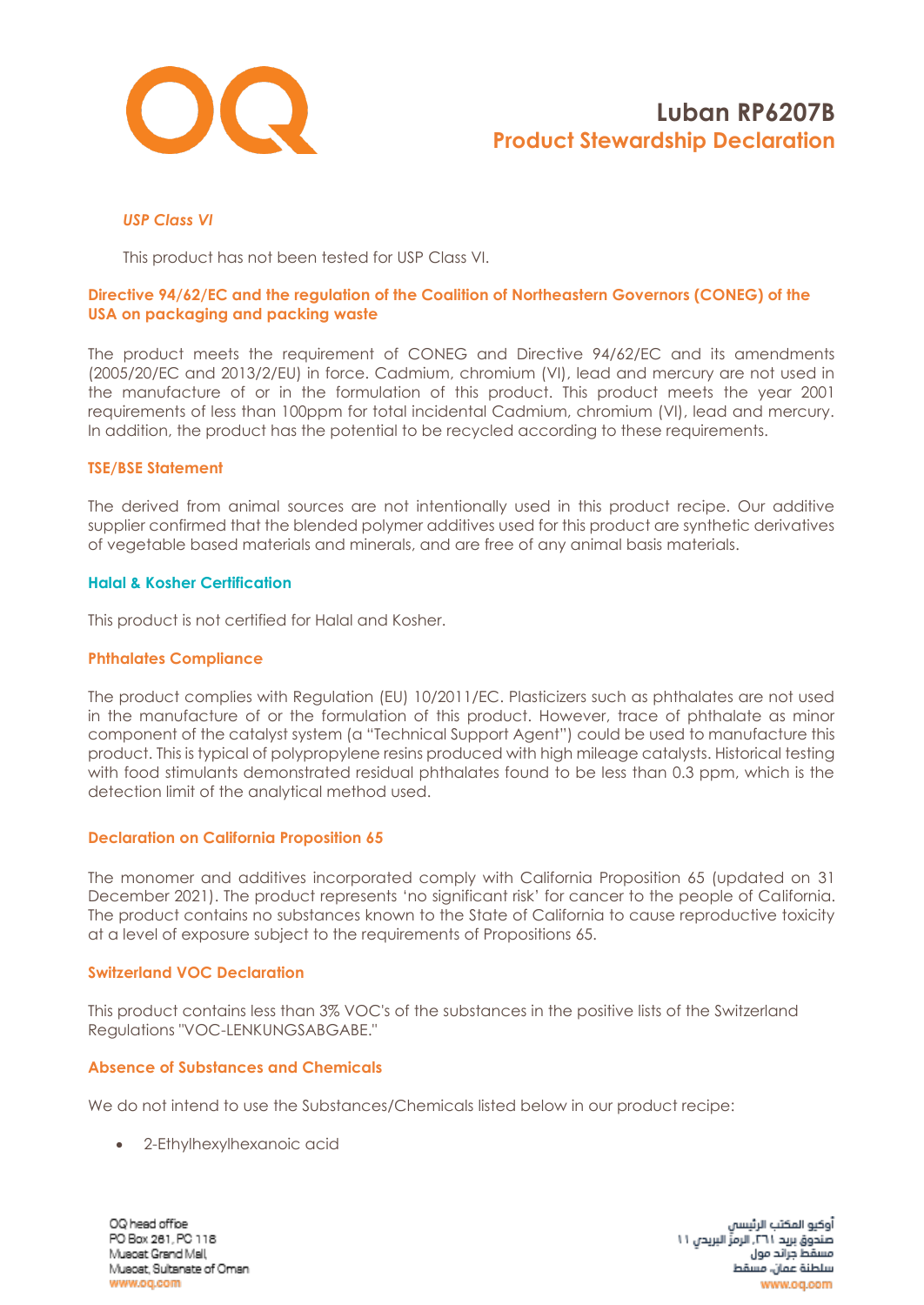# Luban RP6207B
## Product Stewardship Declaration

### *USP Class VI*

This product has not been tested for USP Class VI.

### Directive 94/62/EC and the regulation of the Coalition of Northeastern Governors (CONEG) of the USA on packaging and packing waste

The product meets the requirement of CONEG and Directive 94/62/EC and its amendments (2005/20/EC and 2013/2/EU) in force. Cadmium, chromium (VI), lead and mercury are not used in the manufacture of or in the formulation of this product. This product meets the year 2001 requirements of less than 100ppm for total incidental Cadmium, chromium (VI), lead and mercury. In addition, the product has the potential to be recycled according to these requirements.

### TSE/BSE Statement

The derived from animal sources are not intentionally used in this product recipe. Our additive supplier confirmed that the blended polymer additives used for this product are synthetic derivatives of vegetable based materials and minerals, and are free of any animal basis materials.

### Halal & Kosher Certification

This product is not certified for Halal and Kosher.

### Phthalates Compliance

The product complies with Regulation (EU) 10/2011/EC. Plasticizers such as phthalates are not used in the manufacture of or the formulation of this product. However, trace of phthalate as minor component of the catalyst system (a "Technical Support Agent") could be used to manufacture this product. This is typical of polypropylene resins produced with high mileage catalysts. Historical testing with food stimulants demonstrated residual phthalates found to be less than 0.3 ppm, which is the detection limit of the analytical method used.

### Declaration on California Proposition 65

The monomer and additives incorporated comply with California Proposition 65 (updated on 31 December 2021). The product represents 'no significant risk' for cancer to the people of California. The product contains no substances known to the State of California to cause reproductive toxicity at a level of exposure subject to the requirements of Propositions 65.

### Switzerland VOC Declaration

This product contains less than 3% VOC's of the substances in the positive lists of the Switzerland Regulations "VOC-LENKUNGSABGABE."

### Absence of Substances and Chemicals

We do not intend to use the Substances/Chemicals listed below in our product recipe:

- 2-Ethylhexylhexanoic acid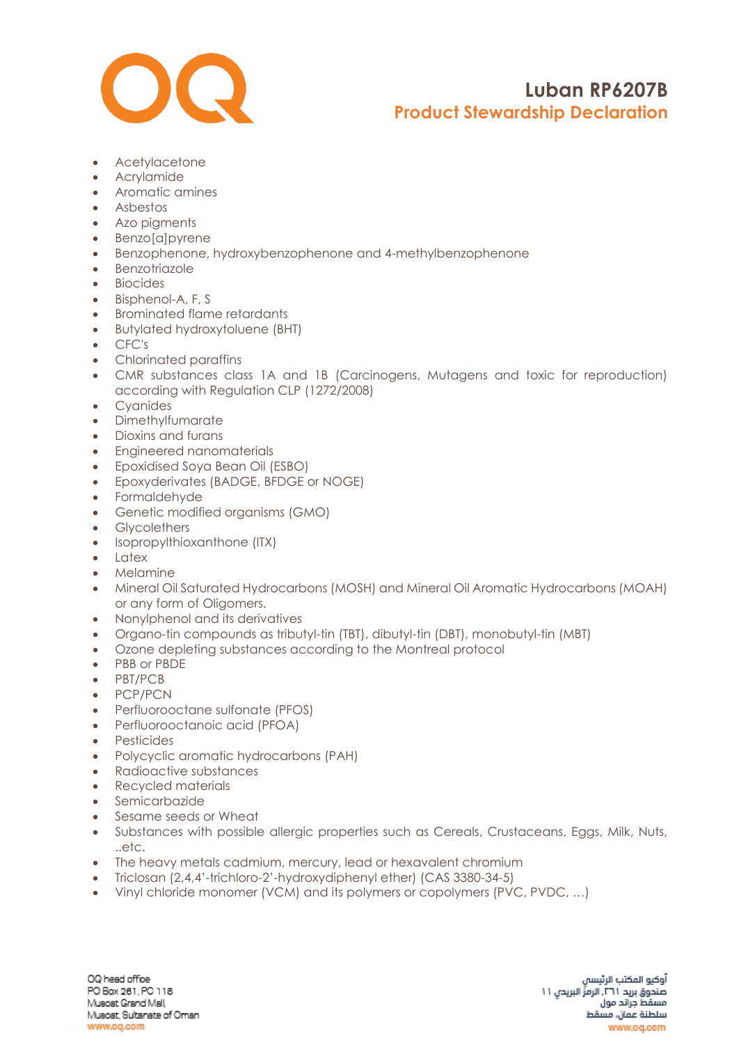- Acetylacetone
- Acrylamide
- Aromatic amines
- Asbestos
- Azo pigments
- Benzo[a]pyrene
- Benzophenone, hydroxybenzophenone and 4-methylbenzophenone
- Benzotriazole
- Biocides
- Bisphenol-A, F, S
- Brominated flame retardants
- Butylated hydroxytoluene (BHT)
- CFC's
- Chlorinated paraffins
- CMR substances class 1A and 1B (Carcinogens, Mutagens and toxic for reproduction) according with Regulation CLP (1272/2008)
- Cyanides
- Dimethylfumarate
- Dioxins and furans
- Engineered nanomaterials
- Epoxidised Soya Bean Oil (ESBO)
- Epoxyderivates (BADGE, BFDGE or NOGE)
- Formaldehyde
- Genetic modified organisms (GMO)
- Glycolethers
- Isopropylthioxanthone (ITX)
- Latex
- Melamine
- Mineral Oil Saturated Hydrocarbons (MOSH) and Mineral Oil Aromatic Hydrocarbons (MOAH) or any form of Oligomers.
- Nonylphenol and its derivatives
- Organo-tin compounds as tributyl-tin (TBT), dibutyl-tin (DBT), monobutyl-tin (MBT)
- Ozone depleting substances according to the Montreal protocol
- PBB or PBDE
- PBT/PCB
- PCP/PCN
- Perfluorooctane sulfonate (PFOS)
- Perfluorooctanoic acid (PFOA)
- Pesticides
- Polycyclic aromatic hydrocarbons (PAH)
- Radioactive substances
- Recycled materials
- Semicarbazide
- Sesame seeds or Wheat
- Substances with possible allergic properties such as Cereals, Crustaceans, Eggs, Milk, Nuts, ..etc.
- The heavy metals cadmium, mercury, lead or hexavalent chromium
- Triclosan (2,4,4'-trichloro-2'-hydroxydiphenyl ether) (CAS 3380-34-5)
- Vinyl chloride monomer (VCM) and its polymers or copolymers (PVC, PVDC, …)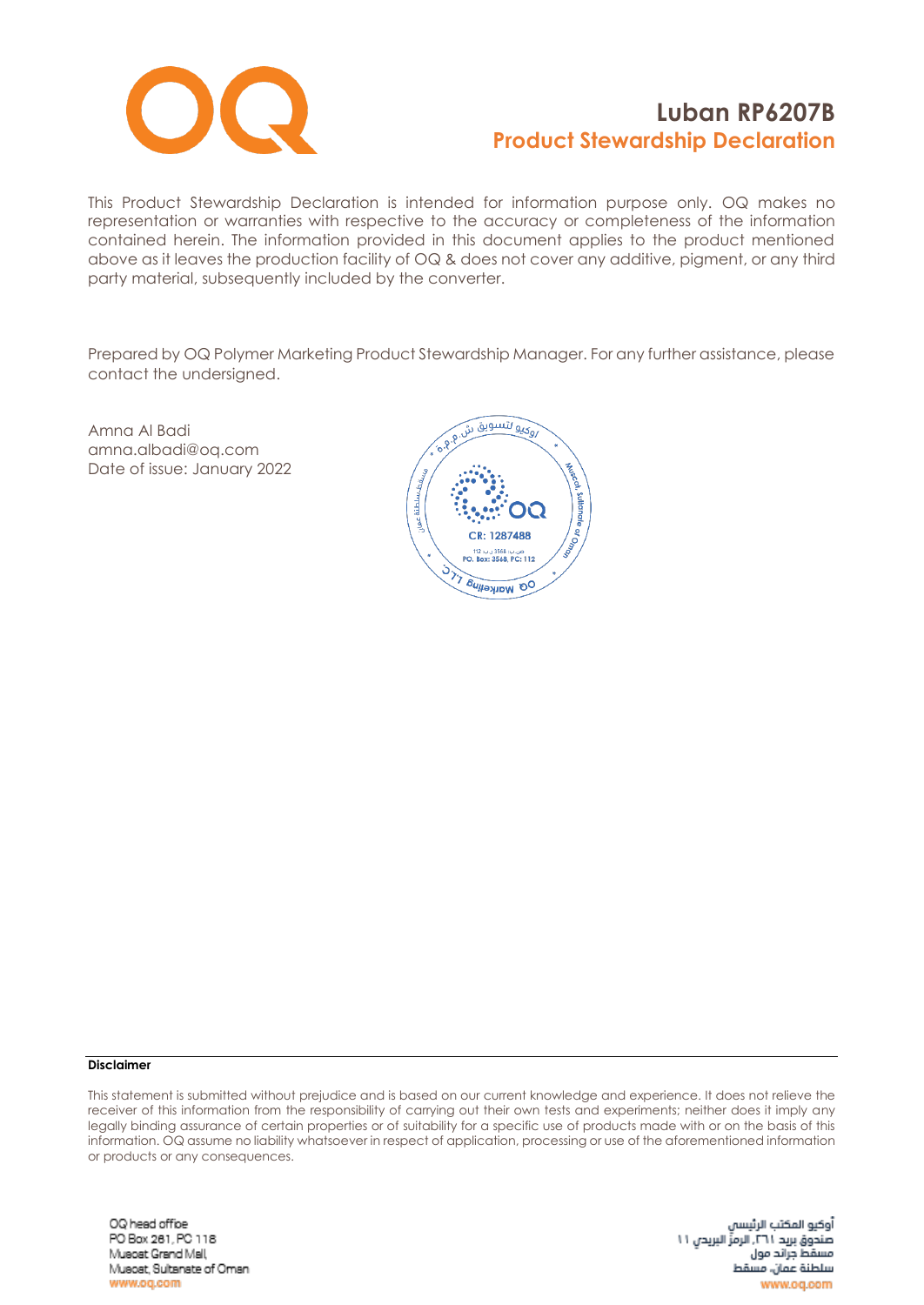# Luban RP6207B

## Product Stewardship Declaration

This Product Stewardship Declaration is intended for information purpose only. OQ makes no representation or warranties with respective to the accuracy or completeness of the information contained herein. The information provided in this document applies to the product mentioned above as it leaves the production facility of OQ & does not cover any additive, pigment, or any third party material, subsequently included by the converter.

Prepared by OQ Polymer Marketing Product Stewardship Manager. For any further assistance, please contact the undersigned.

Amna Al Badi
amna.albadi@oq.com
Date of issue: January 2022

**Disclaimer**

This statement is submitted without prejudice and is based on our current knowledge and experience. It does not relieve the receiver of this information from the responsibility of carrying out their own tests and experiments; neither does it imply any legally binding assurance of certain properties or of suitability for a specific use of products made with or on the basis of this information. OQ assume no liability whatsoever in respect of application, processing or use of the aforementioned information or products or any consequences.

OQ head office
PO Box 261, PC 118
Muscat Grand Mall,
Muscat, Sultanate of Oman
www.oq.com

أوكيو المكتب الرئيسي
صندوق بريد ٢٦١، الرمز البريدي ١١٨
مسقط جراند مول
سلطنة عمان، مسقط
www.oq.com